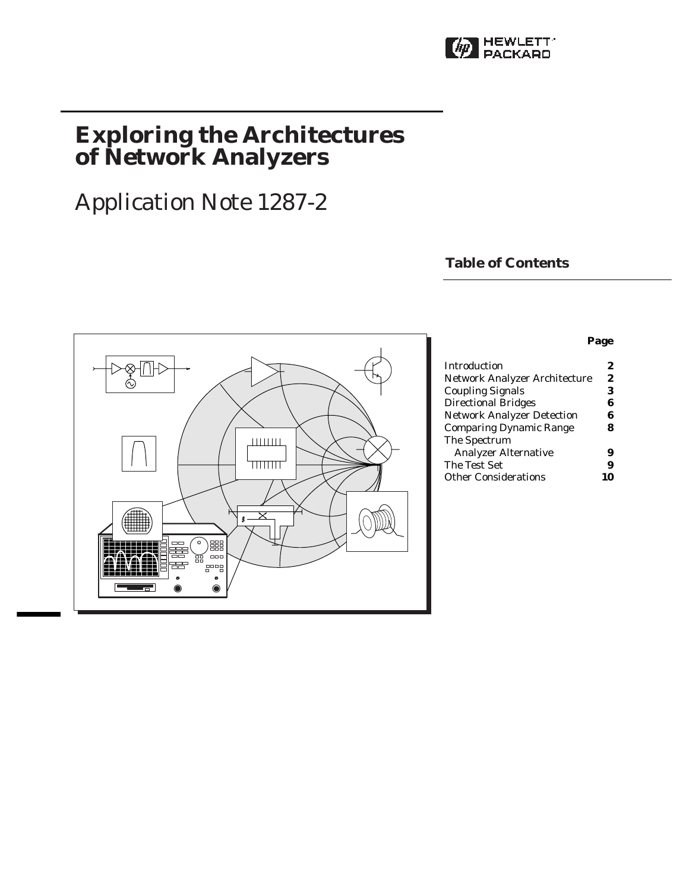# Exploring the Architectures of Network Analyzers

## Application Note 1287-2

### Table of Contents

| | Page |
|---|---|
| Introduction | 2 |
| Network Analyzer Architecture | 2 |
| Coupling Signals | 3 |
| Directional Bridges | 6 |
| Network Analyzer Detection | 6 |
| Comparing Dynamic Range | 8 |
| The Spectrum Analyzer Alternative | 9 |
| The Test Set | 9 |
| Other Considerations | 10 |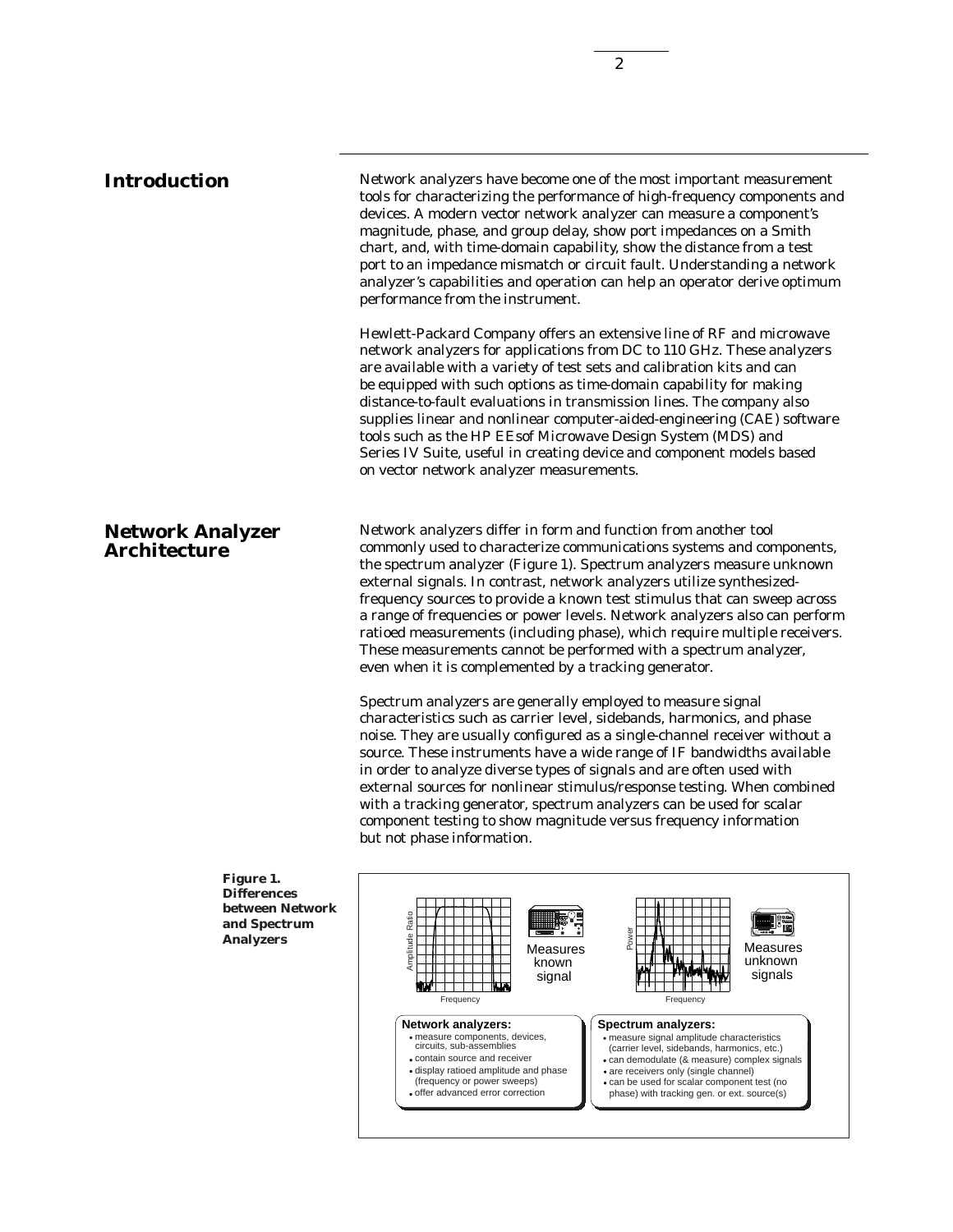## Introduction

Network analyzers have become one of the most important measurement tools for characterizing the performance of high-frequency components and devices. A modern vector network analyzer can measure a component's magnitude, phase, and group delay, show port impedances on a Smith chart, and, with time-domain capability, show the distance from a test port to an impedance mismatch or circuit fault. Understanding a network analyzer's capabilities and operation can help an operator derive optimum performance from the instrument.

Hewlett-Packard Company offers an extensive line of RF and microwave network analyzers for applications from DC to 110 GHz. These analyzers are available with a variety of test sets and calibration kits and can be equipped with such options as time-domain capability for making distance-to-fault evaluations in transmission lines. The company also supplies linear and nonlinear computer-aided-engineering (CAE) software tools such as the HP EEsof Microwave Design System (MDS) and Series IV Suite, useful in creating device and component models based on vector network analyzer measurements.

## Network Analyzer Architecture

Network analyzers differ in form and function from another tool commonly used to characterize communications systems and components, the spectrum analyzer (Figure 1). Spectrum analyzers measure unknown external signals. In contrast, network analyzers utilize synthesized-frequency sources to provide a known test stimulus that can sweep across a range of frequencies or power levels. Network analyzers also can perform ratioed measurements (including phase), which require multiple receivers. These measurements cannot be performed with a spectrum analyzer, even when it is complemented by a tracking generator.

Spectrum analyzers are generally employed to measure signal characteristics such as carrier level, sidebands, harmonics, and phase noise. They are usually configured as a single-channel receiver without a source. These instruments have a wide range of IF bandwidths available in order to analyze diverse types of signals and are often used with external sources for nonlinear stimulus/response testing. When combined with a tracking generator, spectrum analyzers can be used for scalar component testing to show magnitude versus frequency information but not phase information.

**Figure 1. Differences between Network and Spectrum Analyzers**

Measures known signal | Measures unknown signals

**Network analyzers:**
- measure components, devices, circuits, sub-assemblies
- contain source and receiver
- display ratioed amplitude and phase (frequency or power sweeps)
- offer advanced error correction

**Spectrum analyzers:**
- measure signal amplitude characteristics (carrier level, sidebands, harmonics, etc.)
- can demodulate (& measure) complex signals
- are receivers only (single channel)
- can be used for scalar component test (no phase) with tracking gen. or ext. source(s)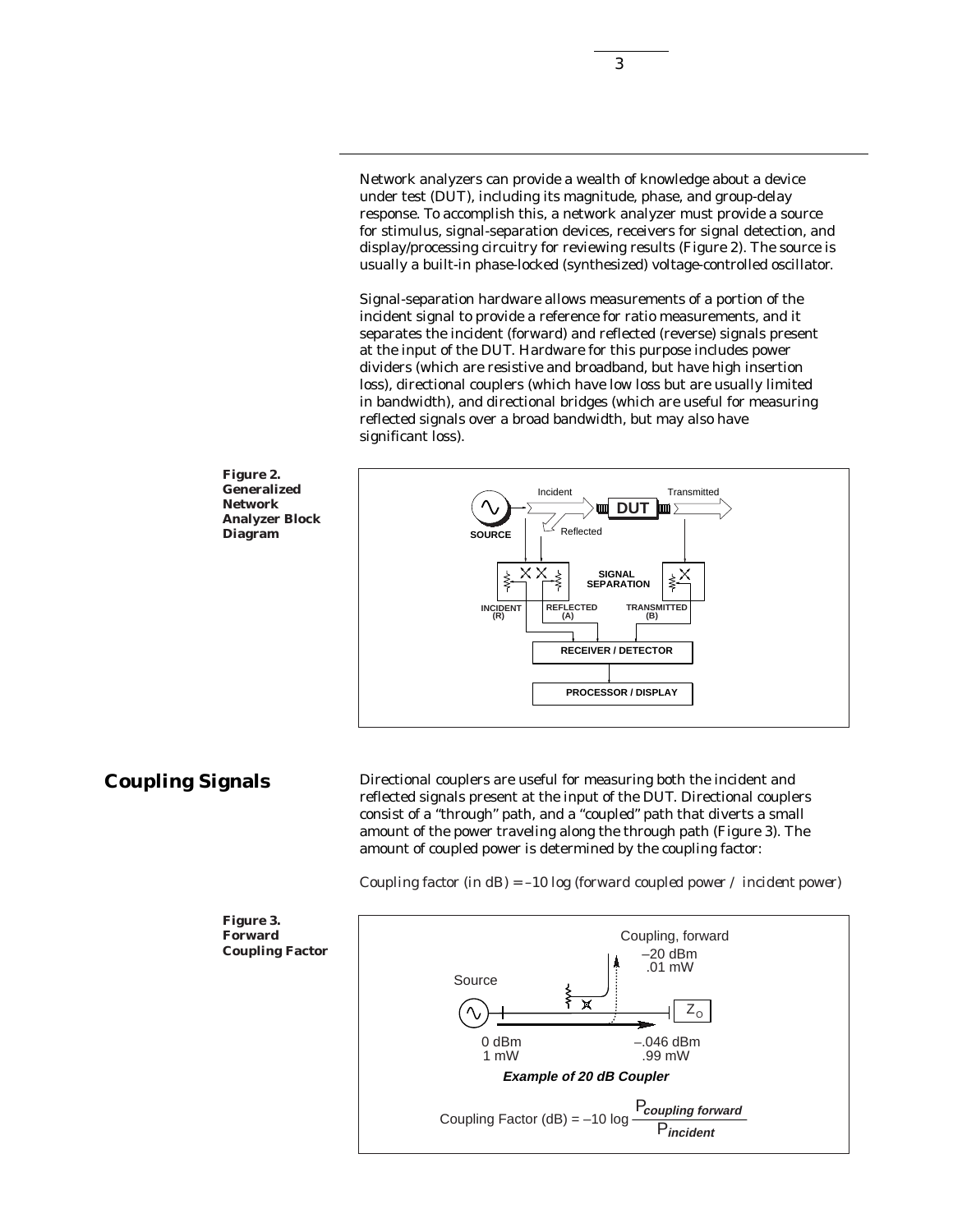Network analyzers can provide a wealth of knowledge about a device under test (DUT), including its magnitude, phase, and group-delay response. To accomplish this, a network analyzer must provide a source for stimulus, signal-separation devices, receivers for signal detection, and display/processing circuitry for reviewing results (Figure 2). The source is usually a built-in phase-locked (synthesized) voltage-controlled oscillator.

Signal-separation hardware allows measurements of a portion of the incident signal to provide a reference for ratio measurements, and it separates the incident (forward) and reflected (reverse) signals present at the input of the DUT. Hardware for this purpose includes power dividers (which are resistive and broadband, but have high insertion loss), directional couplers (which have low loss but are usually limited in bandwidth), and directional bridges (which are useful for measuring reflected signals over a broad bandwidth, but may also have significant loss).

**Figure 2. Generalized Network Analyzer Block Diagram**

## Coupling Signals

Directional couplers are useful for measuring both the incident and reflected signals present at the input of the DUT. Directional couplers consist of a "through" path, and a "coupled" path that diverts a small amount of the power traveling along the through path (Figure 3). The amount of coupled power is determined by the coupling factor:

*Coupling factor (in dB) = –10 log (forward coupled power / incident power)*

**Figure 3. Forward Coupling Factor**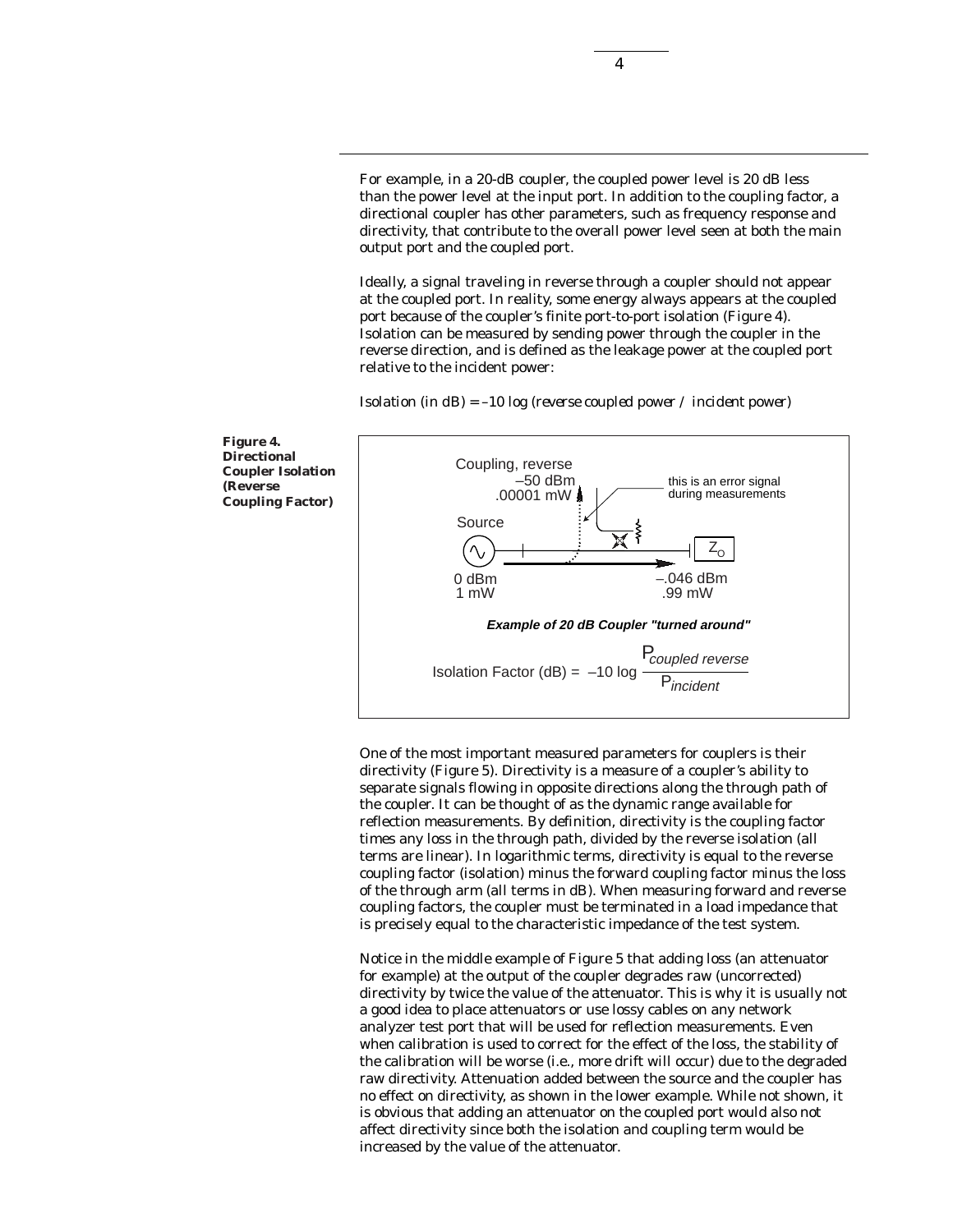For example, in a 20-dB coupler, the coupled power level is 20 dB less than the power level at the input port. In addition to the coupling factor, a directional coupler has other parameters, such as frequency response and directivity, that contribute to the overall power level seen at both the main output port and the coupled port.

Ideally, a signal traveling in reverse through a coupler should not appear at the coupled port. In reality, some energy always appears at the coupled port because of the coupler's finite port-to-port isolation (Figure 4). Isolation can be measured by sending power through the coupler in the reverse direction, and is defined as the leakage power at the coupled port relative to the incident power:

Isolation (in dB) = –10 log (reverse coupled power / incident power)

**Figure 4. Directional Coupler Isolation (Reverse Coupling Factor)**

Coupling, reverse
–50 dBm
.00001 mW

this is an error signal during measurements

Source

$Z_O$

0 dBm
1 mW

–.046 dBm
.99 mW

***Example of 20 dB Coupler "turned around"***

$$\text{Isolation Factor (dB)} = -10 \log \frac{P_{coupled\ reverse}}{P_{incident}}$$

One of the most important measured parameters for couplers is their directivity (Figure 5). Directivity is a measure of a coupler's ability to separate signals flowing in opposite directions along the through path of the coupler. It can be thought of as the dynamic range available for reflection measurements. By definition, directivity is the coupling factor times any loss in the through path, divided by the reverse isolation (all terms are linear). In logarithmic terms, directivity is equal to the reverse coupling factor (isolation) minus the forward coupling factor minus the loss of the through arm (all terms in dB). When measuring forward and reverse coupling factors, the coupler must be terminated in a load impedance that is precisely equal to the characteristic impedance of the test system.

Notice in the middle example of Figure 5 that adding loss (an attenuator for example) at the output of the coupler degrades raw (uncorrected) directivity by twice the value of the attenuator. This is why it is usually not a good idea to place attenuators or use lossy cables on any network analyzer test port that will be used for reflection measurements. Even when calibration is used to correct for the effect of the loss, the stability of the calibration will be worse (i.e., more drift will occur) due to the degraded raw directivity. Attenuation added between the source and the coupler has no effect on directivity, as shown in the lower example. While not shown, it is obvious that adding an attenuator on the coupled port would also not affect directivity since both the isolation and coupling term would be increased by the value of the attenuator.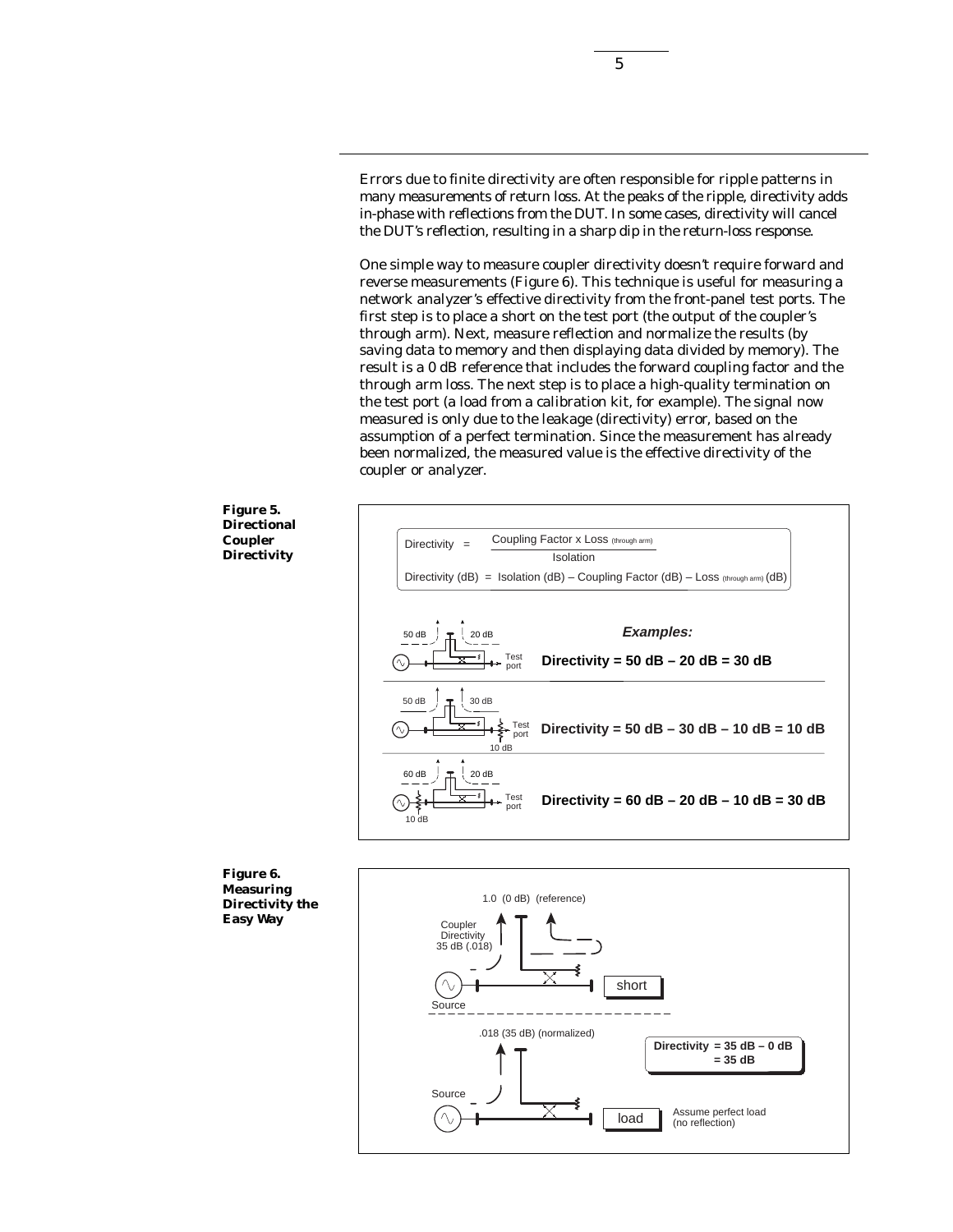Errors due to finite directivity are often responsible for ripple patterns in many measurements of return loss. At the peaks of the ripple, directivity adds in-phase with reflections from the DUT. In some cases, directivity will cancel the DUT's reflection, resulting in a sharp dip in the return-loss response.

One simple way to measure coupler directivity doesn't require forward and reverse measurements (Figure 6). This technique is useful for measuring a network analyzer's effective directivity from the front-panel test ports. The first step is to place a short on the test port (the output of the coupler's through arm). Next, measure reflection and normalize the results (by saving data to memory and then displaying data divided by memory). The result is a 0 dB reference that includes the forward coupling factor and the through arm loss. The next step is to place a high-quality termination on the test port (a load from a calibration kit, for example). The signal now measured is only due to the leakage (directivity) error, based on the assumption of a perfect termination. Since the measurement has already been normalized, the measured value is the effective directivity of the coupler or analyzer.

**Figure 5. Directional Coupler Directivity**

$$\text{Directivity} = \frac{\text{Coupling Factor} \times \text{Loss}_{\text{(through arm)}}}{\text{Isolation}}$$

$$\text{Directivity (dB)} = \text{Isolation (dB)} - \text{Coupling Factor (dB)} - \text{Loss}_{\text{(through arm)}} \text{(dB)}$$

*Examples:*

**Directivity = 50 dB – 20 dB = 30 dB**

**Directivity = 50 dB – 30 dB – 10 dB = 10 dB**

**Directivity = 60 dB – 20 dB – 10 dB = 30 dB**

**Figure 6. Measuring Directivity the Easy Way**

**Directivity = 35 dB – 0 dB = 35 dB**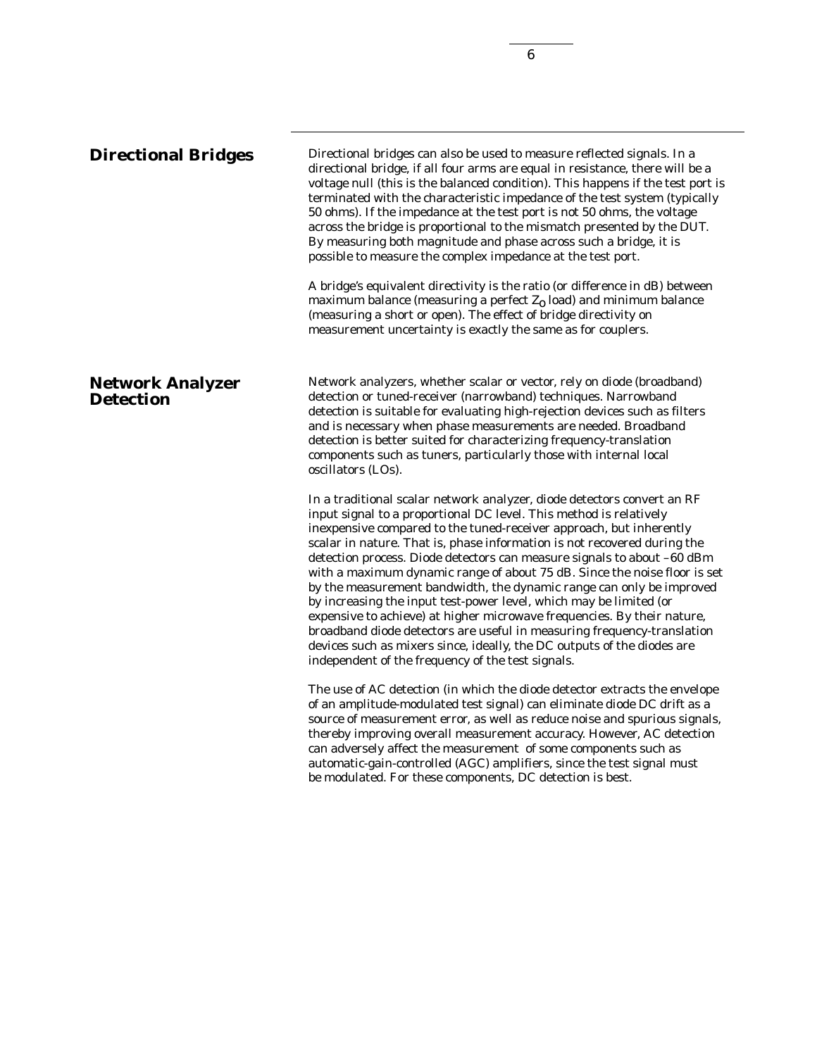## Directional Bridges

Directional bridges can also be used to measure reflected signals. In a directional bridge, if all four arms are equal in resistance, there will be a voltage null (this is the balanced condition). This happens if the test port is terminated with the characteristic impedance of the test system (typically 50 ohms). If the impedance at the test port is not 50 ohms, the voltage across the bridge is proportional to the mismatch presented by the DUT. By measuring both magnitude and phase across such a bridge, it is possible to measure the complex impedance at the test port.

A bridge's equivalent directivity is the ratio (or difference in dB) between maximum balance (measuring a perfect $Z_o$ load) and minimum balance (measuring a short or open). The effect of bridge directivity on measurement uncertainty is exactly the same as for couplers.

## Network Analyzer Detection

Network analyzers, whether scalar or vector, rely on diode (broadband) detection or tuned-receiver (narrowband) techniques. Narrowband detection is suitable for evaluating high-rejection devices such as filters and is necessary when phase measurements are needed. Broadband detection is better suited for characterizing frequency-translation components such as tuners, particularly those with internal local oscillators (LOs).

In a traditional scalar network analyzer, diode detectors convert an RF input signal to a proportional DC level. This method is relatively inexpensive compared to the tuned-receiver approach, but inherently scalar in nature. That is, phase information is not recovered during the detection process. Diode detectors can measure signals to about –60 dBm with a maximum dynamic range of about 75 dB. Since the noise floor is set by the measurement bandwidth, the dynamic range can only be improved by increasing the input test-power level, which may be limited (or expensive to achieve) at higher microwave frequencies. By their nature, broadband diode detectors are useful in measuring frequency-translation devices such as mixers since, ideally, the DC outputs of the diodes are independent of the frequency of the test signals.

The use of AC detection (in which the diode detector extracts the envelope of an amplitude-modulated test signal) can eliminate diode DC drift as a source of measurement error, as well as reduce noise and spurious signals, thereby improving overall measurement accuracy. However, AC detection can adversely affect the measurement of some components such as automatic-gain-controlled (AGC) amplifiers, since the test signal must be modulated. For these components, DC detection is best.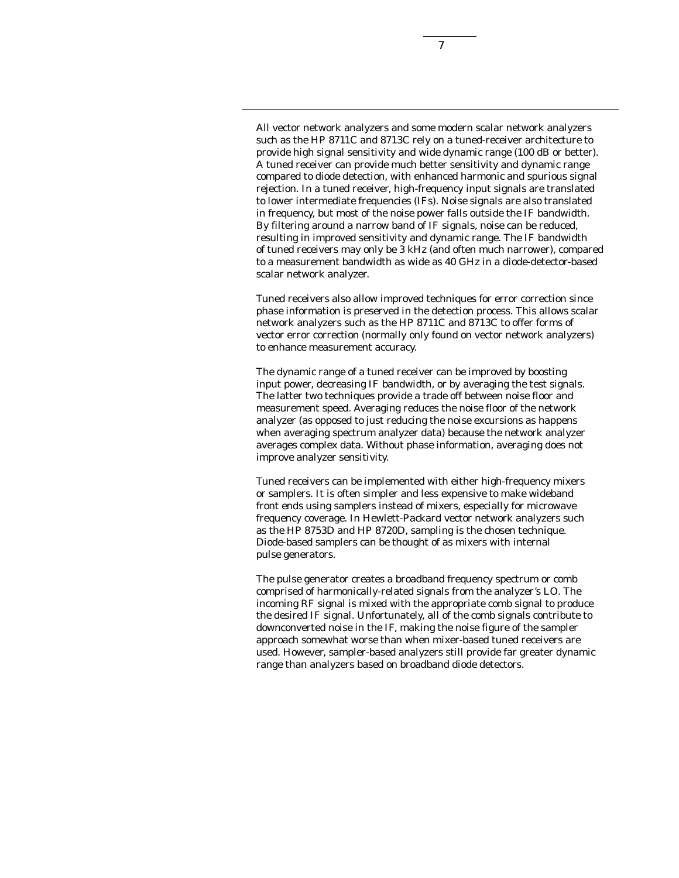All vector network analyzers and some modern scalar network analyzers such as the HP 8711C and 8713C rely on a tuned-receiver architecture to provide high signal sensitivity and wide dynamic range (100 dB or better). A tuned receiver can provide much better sensitivity and dynamic range compared to diode detection, with enhanced harmonic and spurious signal rejection. In a tuned receiver, high-frequency input signals are translated to lower intermediate frequencies (IFs). Noise signals are also translated in frequency, but most of the noise power falls outside the IF bandwidth. By filtering around a narrow band of IF signals, noise can be reduced, resulting in improved sensitivity and dynamic range. The IF bandwidth of tuned receivers may only be 3 kHz (and often much narrower), compared to a measurement bandwidth as wide as 40 GHz in a diode-detector-based scalar network analyzer.

Tuned receivers also allow improved techniques for error correction since phase information is preserved in the detection process. This allows scalar network analyzers such as the HP 8711C and 8713C to offer forms of vector error correction (normally only found on vector network analyzers) to enhance measurement accuracy.

The dynamic range of a tuned receiver can be improved by boosting input power, decreasing IF bandwidth, or by averaging the test signals. The latter two techniques provide a trade off between noise floor and measurement speed. Averaging reduces the noise floor of the network analyzer (as opposed to just reducing the noise excursions as happens when averaging spectrum analyzer data) because the network analyzer averages complex data. Without phase information, averaging does not improve analyzer sensitivity.

Tuned receivers can be implemented with either high-frequency mixers or samplers. It is often simpler and less expensive to make wideband front ends using samplers instead of mixers, especially for microwave frequency coverage. In Hewlett-Packard vector network analyzers such as the HP 8753D and HP 8720D, sampling is the chosen technique. Diode-based samplers can be thought of as mixers with internal pulse generators.

The pulse generator creates a broadband frequency spectrum or comb comprised of harmonically-related signals from the analyzer's LO. The incoming RF signal is mixed with the appropriate comb signal to produce the desired IF signal. Unfortunately, all of the comb signals contribute to downconverted noise in the IF, making the noise figure of the sampler approach somewhat worse than when mixer-based tuned receivers are used. However, sampler-based analyzers still provide far greater dynamic range than analyzers based on broadband diode detectors.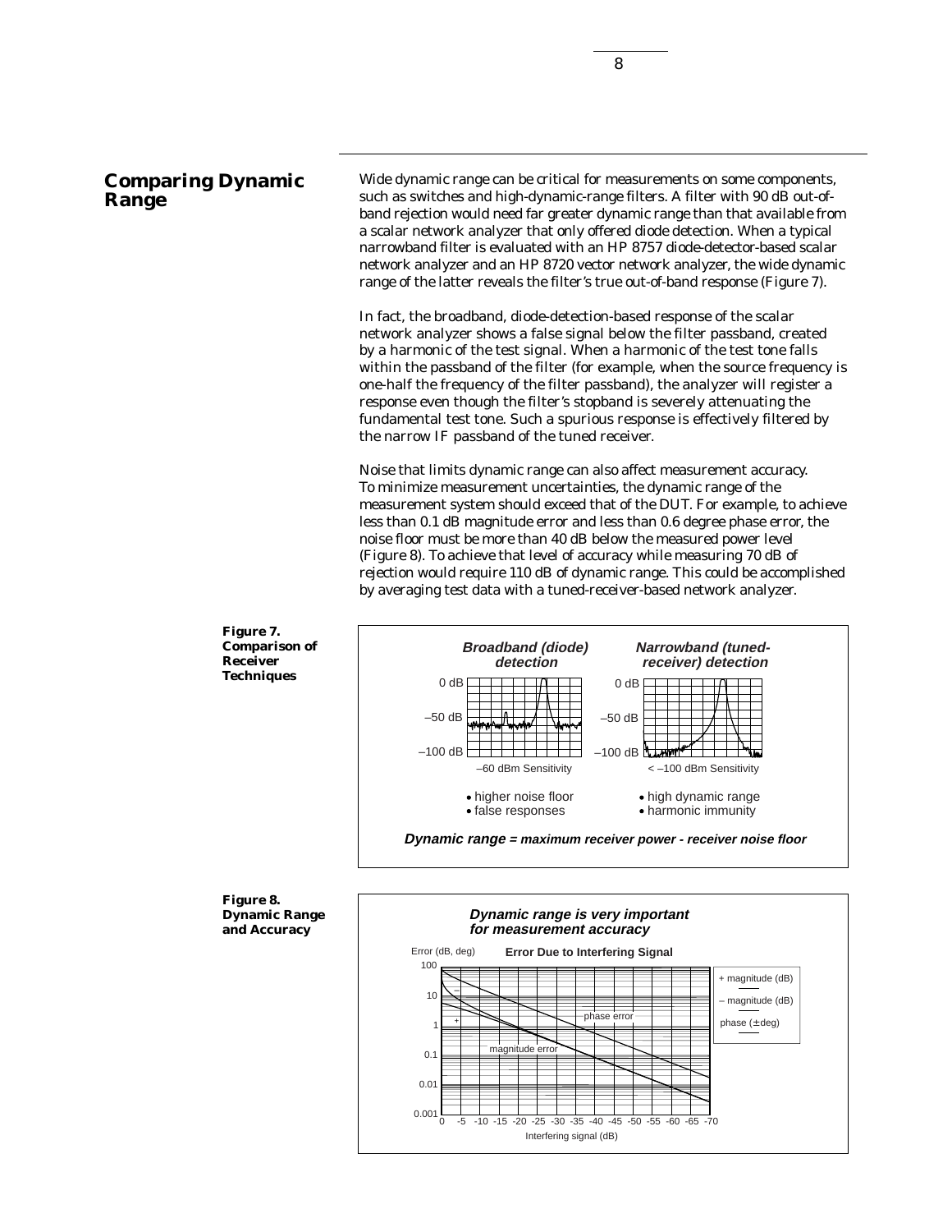## Comparing Dynamic Range

Wide dynamic range can be critical for measurements on some components, such as switches and high-dynamic-range filters. A filter with 90 dB out-of-band rejection would need far greater dynamic range than that available from a scalar network analyzer that only offered diode detection. When a typical narrowband filter is evaluated with an HP 8757 diode-detector-based scalar network analyzer and an HP 8720 vector network analyzer, the wide dynamic range of the latter reveals the filter's true out-of-band response (Figure 7).

In fact, the broadband, diode-detection-based response of the scalar network analyzer shows a false signal below the filter passband, created by a harmonic of the test signal. When a harmonic of the test tone falls within the passband of the filter (for example, when the source frequency is one-half the frequency of the filter passband), the analyzer will register a response even though the filter's stopband is severely attenuating the fundamental test tone. Such a spurious response is effectively filtered by the narrow IF passband of the tuned receiver.

Noise that limits dynamic range can also affect measurement accuracy. To minimize measurement uncertainties, the dynamic range of the measurement system should exceed that of the DUT. For example, to achieve less than 0.1 dB magnitude error and less than 0.6 degree phase error, the noise floor must be more than 40 dB below the measured power level (Figure 8). To achieve that level of accuracy while measuring 70 dB of rejection would require 110 dB of dynamic range. This could be accomplished by averaging test data with a tuned-receiver-based network analyzer.

**Figure 7. Comparison of Receiver Techniques**

**Figure 8. Dynamic Range and Accuracy**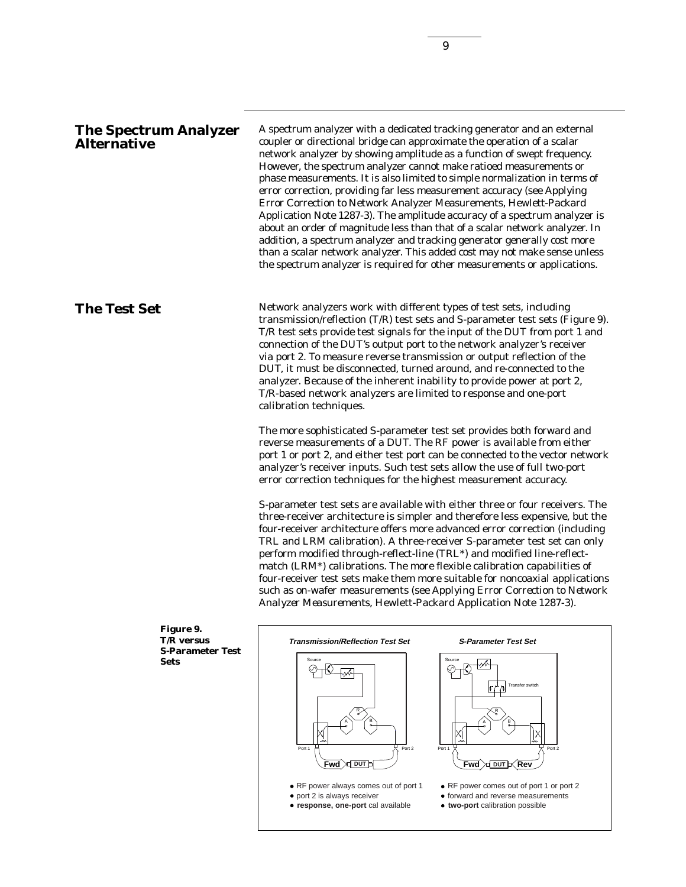## The Spectrum Analyzer Alternative

A spectrum analyzer with a dedicated tracking generator and an external coupler or directional bridge can approximate the operation of a scalar network analyzer by showing amplitude as a function of swept frequency. However, the spectrum analyzer cannot make ratioed measurements or phase measurements. It is also limited to simple normalization in terms of error correction, providing far less measurement accuracy (see Applying Error Correction to Network Analyzer Measurements, Hewlett-Packard Application Note 1287-3). The amplitude accuracy of a spectrum analyzer is about an order of magnitude less than that of a scalar network analyzer. In addition, a spectrum analyzer and tracking generator generally cost more than a scalar network analyzer. This added cost may not make sense unless the spectrum analyzer is required for other measurements or applications.

## The Test Set

Network analyzers work with different types of test sets, including transmission/reflection (T/R) test sets and S-parameter test sets (Figure 9). T/R test sets provide test signals for the input of the DUT from port 1 and connection of the DUT's output port to the network analyzer's receiver via port 2. To measure reverse transmission or output reflection of the DUT, it must be disconnected, turned around, and re-connected to the analyzer. Because of the inherent inability to provide power at port 2, T/R-based network analyzers are limited to response and one-port calibration techniques.

The more sophisticated S-parameter test set provides both forward and reverse measurements of a DUT. The RF power is available from either port 1 or port 2, and either test port can be connected to the vector network analyzer's receiver inputs. Such test sets allow the use of full two-port error correction techniques for the highest measurement accuracy.

S-parameter test sets are available with either three or four receivers. The three-receiver architecture is simpler and therefore less expensive, but the four-receiver architecture offers more advanced error correction (including TRL and LRM calibration). A three-receiver S-parameter test set can only perform modified through-reflect-line (TRL*) and modified line-reflect-match (LRM*) calibrations. The more flexible calibration capabilities of four-receiver test sets make them more suitable for noncoaxial applications such as on-wafer measurements (see Applying Error Correction to Network Analyzer Measurements, Hewlett-Packard Application Note 1287-3).

**Figure 9. T/R versus S-Parameter Test Sets**

**Transmission/Reflection Test Set**

- RF power always comes out of port 1
- port 2 is always receiver
- **response, one-port** cal available

**S-Parameter Test Set**

- RF power comes out of port 1 or port 2
- forward and reverse measurements
- **two-port** calibration possible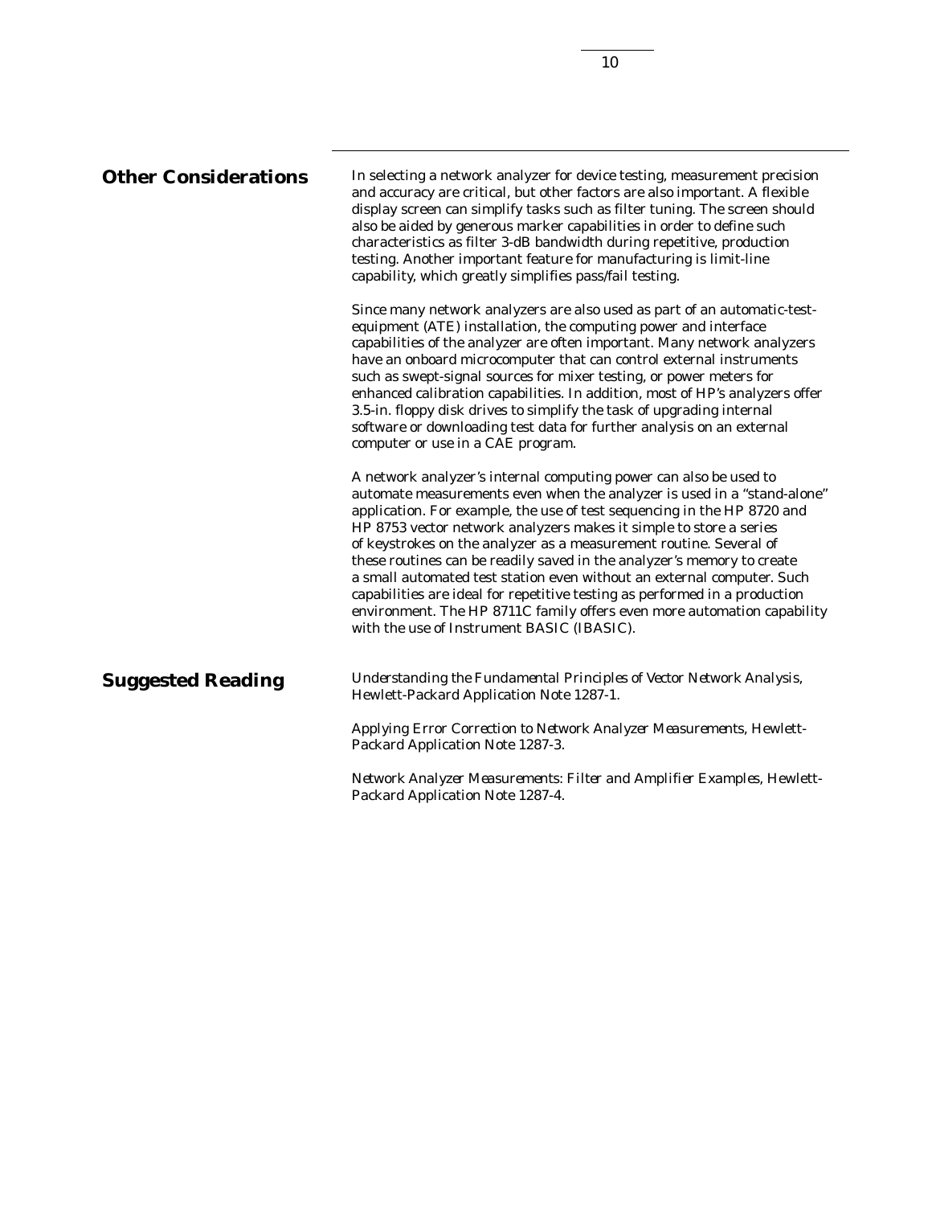## Other Considerations

In selecting a network analyzer for device testing, measurement precision and accuracy are critical, but other factors are also important. A flexible display screen can simplify tasks such as filter tuning. The screen should also be aided by generous marker capabilities in order to define such characteristics as filter 3-dB bandwidth during repetitive, production testing. Another important feature for manufacturing is limit-line capability, which greatly simplifies pass/fail testing.

Since many network analyzers are also used as part of an automatic-test-equipment (ATE) installation, the computing power and interface capabilities of the analyzer are often important. Many network analyzers have an onboard microcomputer that can control external instruments such as swept-signal sources for mixer testing, or power meters for enhanced calibration capabilities. In addition, most of HP's analyzers offer 3.5-in. floppy disk drives to simplify the task of upgrading internal software or downloading test data for further analysis on an external computer or use in a CAE program.

A network analyzer's internal computing power can also be used to automate measurements even when the analyzer is used in a "stand-alone" application. For example, the use of test sequencing in the HP 8720 and HP 8753 vector network analyzers makes it simple to store a series of keystrokes on the analyzer as a measurement routine. Several of these routines can be readily saved in the analyzer's memory to create a small automated test station even without an external computer. Such capabilities are ideal for repetitive testing as performed in a production environment. The HP 8711C family offers even more automation capability with the use of Instrument BASIC (IBASIC).

## Suggested Reading

*Understanding the Fundamental Principles of Vector Network Analysis*, Hewlett-Packard Application Note 1287-1.

*Applying Error Correction to Network Analyzer Measurements*, Hewlett-Packard Application Note 1287-3.

*Network Analyzer Measurements: Filter and Amplifier Examples*, Hewlett-Packard Application Note 1287-4.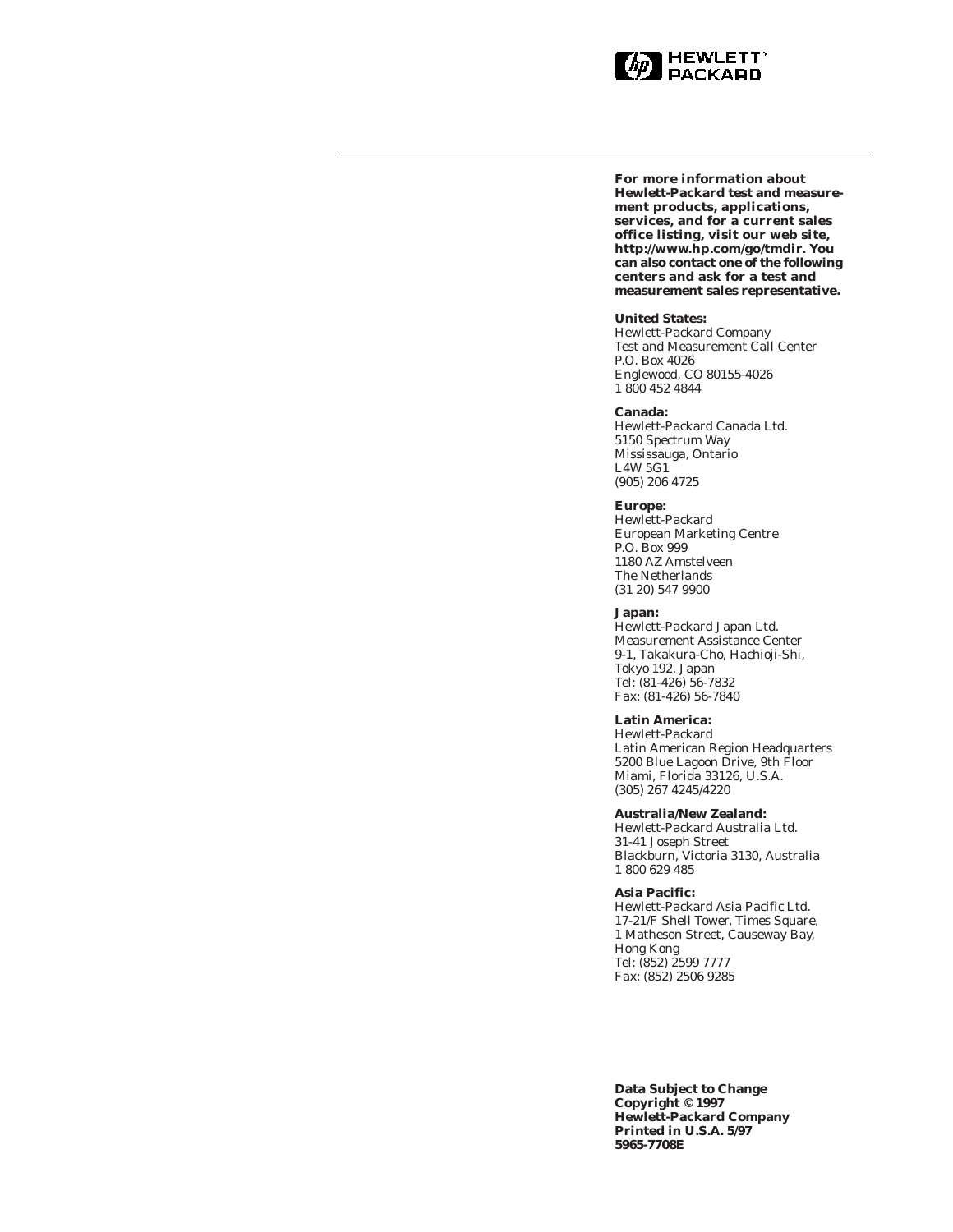**For more information about Hewlett-Packard test and measurement products, applications, services, and for a current sales office listing, visit our web site, http://www.hp.com/go/tmdir. You can also contact one of the following centers and ask for a test and measurement sales representative.**

**United States:**
Hewlett-Packard Company
Test and Measurement Call Center
P.O. Box 4026
Englewood, CO 80155-4026
1 800 452 4844

**Canada:**
Hewlett-Packard Canada Ltd.
5150 Spectrum Way
Mississauga, Ontario
L4W 5G1
(905) 206 4725

**Europe:**
Hewlett-Packard
European Marketing Centre
P.O. Box 999
1180 AZ Amstelveen
The Netherlands
(31 20) 547 9900

**Japan:**
Hewlett-Packard Japan Ltd.
Measurement Assistance Center
9-1, Takakura-Cho, Hachioji-Shi,
Tokyo 192, Japan
Tel: (81-426) 56-7832
Fax: (81-426) 56-7840

**Latin America:**
Hewlett-Packard
Latin American Region Headquarters
5200 Blue Lagoon Drive, 9th Floor
Miami, Florida 33126, U.S.A.
(305) 267 4245/4220

**Australia/New Zealand:**
Hewlett-Packard Australia Ltd.
31-41 Joseph Street
Blackburn, Victoria 3130, Australia
1 800 629 485

**Asia Pacific:**
Hewlett-Packard Asia Pacific Ltd.
17-21/F Shell Tower, Times Square,
1 Matheson Street, Causeway Bay,
Hong Kong
Tel: (852) 2599 7777
Fax: (852) 2506 9285

**Data Subject to Change**
**Copyright © 1997**
**Hewlett-Packard Company**
**Printed in U.S.A. 5/97**
**5965-7708E**